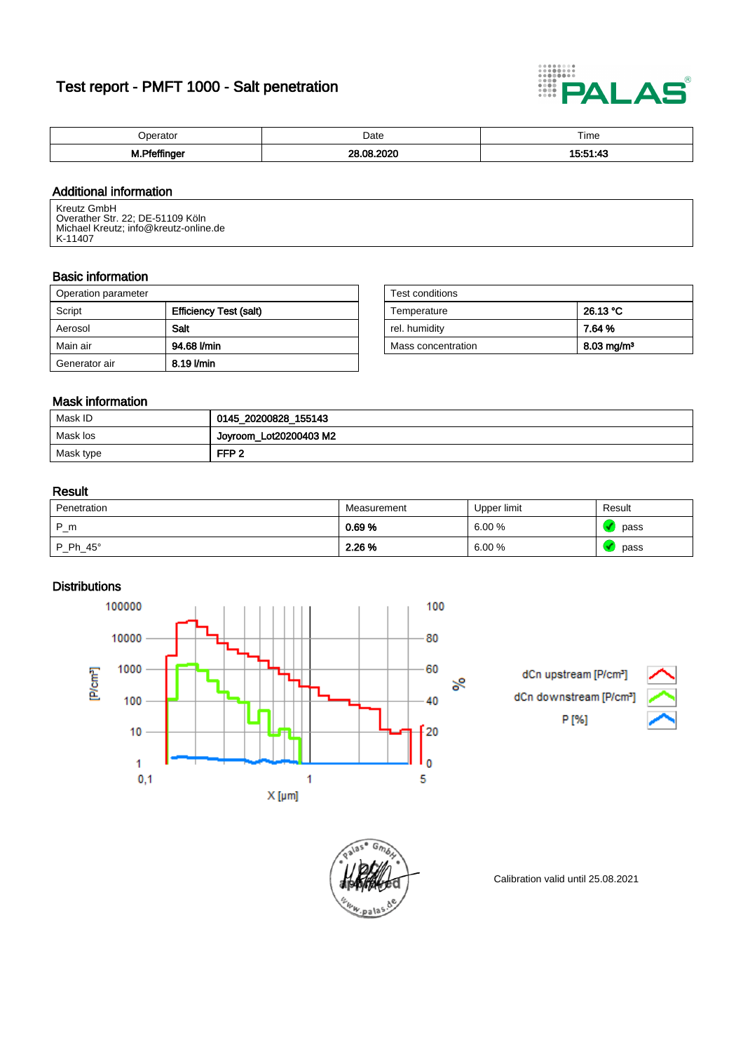# Test report - PMFT 1000 - Salt penetration

PALAS®

| Operator | Date | Time |
|---|---|---|
| M.Pfeffinger | 28.08.2020 | 15:51:43 |

## Additional information

Kreutz GmbH
Overather Str. 22; DE-51109 Köln
Michael Kreutz; info@kreutz-online.de
K-11407

## Basic information

| Operation parameter | |
|---|---|
| Script | **Efficiency Test (salt)** |
| Aerosol | **Salt** |
| Main air | **94.68 l/min** |
| Generator air | **8.19 l/min** |

| Test conditions | |
|---|---|
| Temperature | **26.13 °C** |
| rel. humidity | **7.64 %** |
| Mass concentration | **8.03 mg/m³** |

## Mask information

| | |
|---|---|
| Mask ID | **0145_20200828_155143** |
| Mask los | **Joyroom_Lot20200403 M2** |
| Mask type | **FFP 2** |

## Result

| Penetration | Measurement | Upper limit | Result |
|---|---|---|---|
| P_m | **0.69 %** | 6.00 % | pass |
| P_Ph_45° | **2.26 %** | 6.00 % | pass |

## Distributions

100000
10000
1000
100
10
1
[P/cm³]
0,1
1
5
X [µm]
100
80
60
40
20
0
%

dCn upstream [P/cm³]
dCn downstream [P/cm³]
P [%]

Palas® GmbH
approved
www.palas.de

Calibration valid until 25.08.2021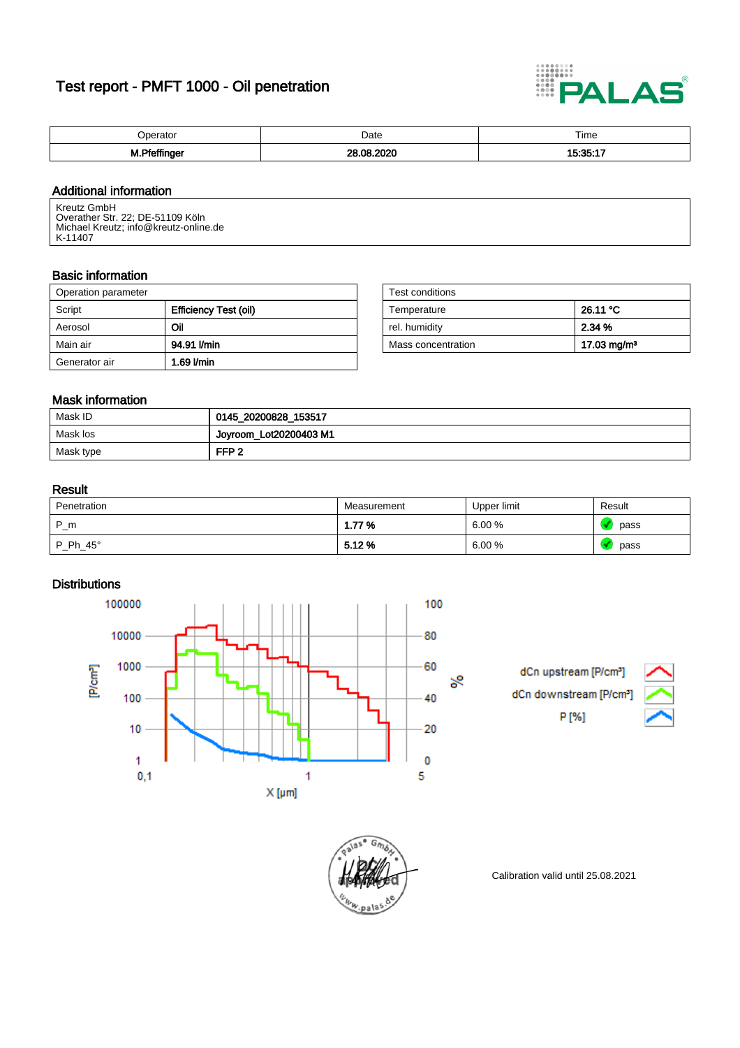# Test report - PMFT 1000 - Oil penetration

PALAS

| Operator | Date | Time |
|---|---|---|
| **M.Pfeffinger** | **28.08.2020** | **15:35:17** |

## Additional information

Kreutz GmbH
Overather Str. 22; DE-51109 Köln
Michael Kreutz; info@kreutz-online.de
K-11407

## Basic information

| Operation parameter | |
|---|---|
| Script | **Efficiency Test (oil)** |
| Aerosol | **Oil** |
| Main air | **94.91 l/min** |
| Generator air | **1.69 l/min** |

| Test conditions | |
|---|---|
| Temperature | **26.11 °C** |
| rel. humidity | **2.34 %** |
| Mass concentration | **17.03 mg/m³** |

## Mask information

| | |
|---|---|
| Mask ID | **0145_20200828_153517** |
| Mask los | **Joyroom_Lot20200403 M1** |
| Mask type | **FFP 2** |

## Result

| Penetration | Measurement | Upper limit | Result |
|---|---|---|---|
| P_m | **1.77 %** | 6.00 % | pass |
| P_Ph_45° | **5.12 %** | 6.00 % | pass |

## Distributions

100000
10000
1000
100
10
1
[P/cm³]
0,1
1
5
X [µm]
100
80
60
40
20
0
%

dCn upstream [P/cm³]
dCn downstream [P/cm³]
P [%]

Palas GmbH approved www.palas.de

Calibration valid until 25.08.2021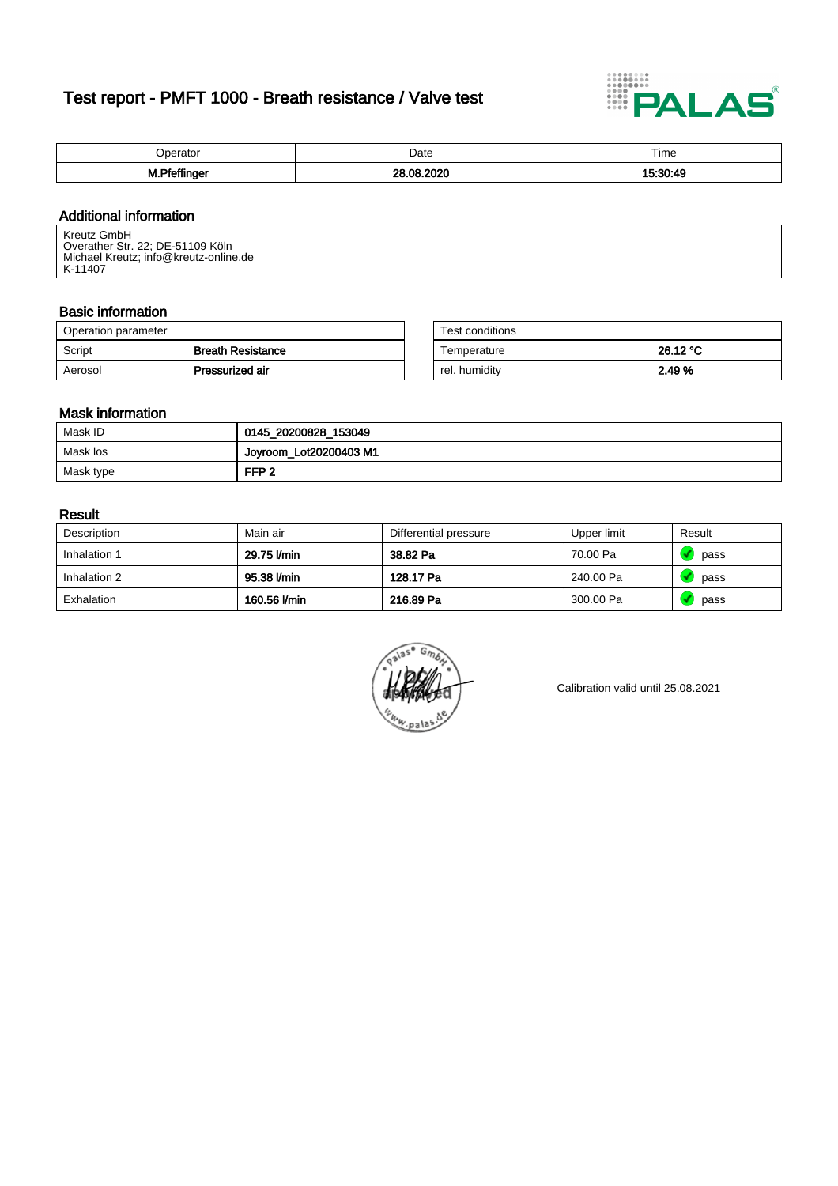# Test report - PMFT 1000 - Breath resistance / Valve test

| Operator | Date | Time |
|---|---|---|
| **M.Pfeffinger** | **28.08.2020** | **15:30:49** |

## Additional information

Kreutz GmbH
Overather Str. 22; DE-51109 Köln
Michael Kreutz; info@kreutz-online.de
K-11407

## Basic information

| Operation parameter | |
|---|---|
| Script | **Breath Resistance** |
| Aerosol | **Pressurized air** |

| Test conditions | |
|---|---|
| Temperature | **26.12 °C** |
| rel. humidity | **2.49 %** |

## Mask information

| | |
|---|---|
| Mask ID | **0145_20200828_153049** |
| Mask los | **Joyroom_Lot20200403 M1** |
| Mask type | **FFP 2** |

## Result

| Description | Main air | Differential pressure | Upper limit | Result |
|---|---|---|---|---|
| Inhalation 1 | **29.75 l/min** | **38.82 Pa** | 70.00 Pa | pass |
| Inhalation 2 | **95.38 l/min** | **128.17 Pa** | 240.00 Pa | pass |
| Exhalation | **160.56 l/min** | **216.89 Pa** | 300.00 Pa | pass |

Calibration valid until 25.08.2021